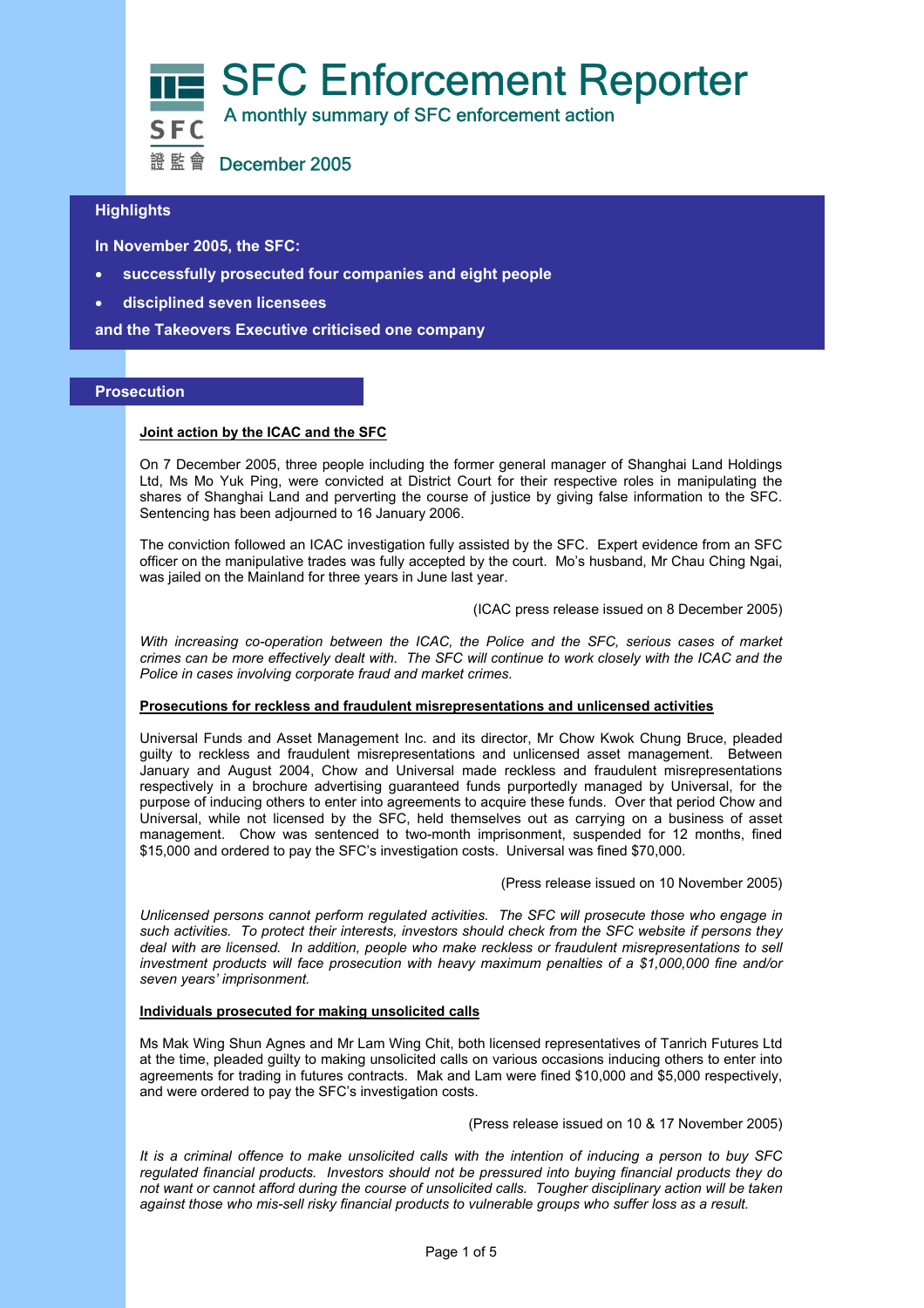# SFC Enforcement Reporter

A monthly summary of SFC enforcement action

SFC 證監會

December 2005

## Highlights

**In November 2005, the SFC:**

- **successfully prosecuted four companies and eight people**
- **disciplined seven licensees**

**and the Takeovers Executive criticised one company**

## Prosecution

### Joint action by the ICAC and the SFC

On 7 December 2005, three people including the former general manager of Shanghai Land Holdings Ltd, Ms Mo Yuk Ping, were convicted at District Court for their respective roles in manipulating the shares of Shanghai Land and perverting the course of justice by giving false information to the SFC. Sentencing has been adjourned to 16 January 2006.

The conviction followed an ICAC investigation fully assisted by the SFC. Expert evidence from an SFC officer on the manipulative trades was fully accepted by the court. Mo's husband, Mr Chau Ching Ngai, was jailed on the Mainland for three years in June last year.

(ICAC press release issued on 8 December 2005)

*With increasing co-operation between the ICAC, the Police and the SFC, serious cases of market crimes can be more effectively dealt with. The SFC will continue to work closely with the ICAC and the Police in cases involving corporate fraud and market crimes.*

### Prosecutions for reckless and fraudulent misrepresentations and unlicensed activities

Universal Funds and Asset Management Inc. and its director, Mr Chow Kwok Chung Bruce, pleaded guilty to reckless and fraudulent misrepresentations and unlicensed asset management. Between January and August 2004, Chow and Universal made reckless and fraudulent misrepresentations respectively in a brochure advertising guaranteed funds purportedly managed by Universal, for the purpose of inducing others to enter into agreements to acquire these funds. Over that period Chow and Universal, while not licensed by the SFC, held themselves out as carrying on a business of asset management. Chow was sentenced to two-month imprisonment, suspended for 12 months, fined $15,000 and ordered to pay the SFC's investigation costs. Universal was fined $70,000.

(Press release issued on 10 November 2005)

*Unlicensed persons cannot perform regulated activities. The SFC will prosecute those who engage in such activities. To protect their interests, investors should check from the SFC website if persons they deal with are licensed. In addition, people who make reckless or fraudulent misrepresentations to sell investment products will face prosecution with heavy maximum penalties of a $1,000,000 fine and/or seven years' imprisonment.*

### Individuals prosecuted for making unsolicited calls

Ms Mak Wing Shun Agnes and Mr Lam Wing Chit, both licensed representatives of Tanrich Futures Ltd at the time, pleaded guilty to making unsolicited calls on various occasions inducing others to enter into agreements for trading in futures contracts. Mak and Lam were fined $10,000 and $5,000 respectively, and were ordered to pay the SFC's investigation costs.

(Press release issued on 10 & 17 November 2005)

*It is a criminal offence to make unsolicited calls with the intention of inducing a person to buy SFC regulated financial products. Investors should not be pressured into buying financial products they do not want or cannot afford during the course of unsolicited calls. Tougher disciplinary action will be taken against those who mis-sell risky financial products to vulnerable groups who suffer loss as a result.*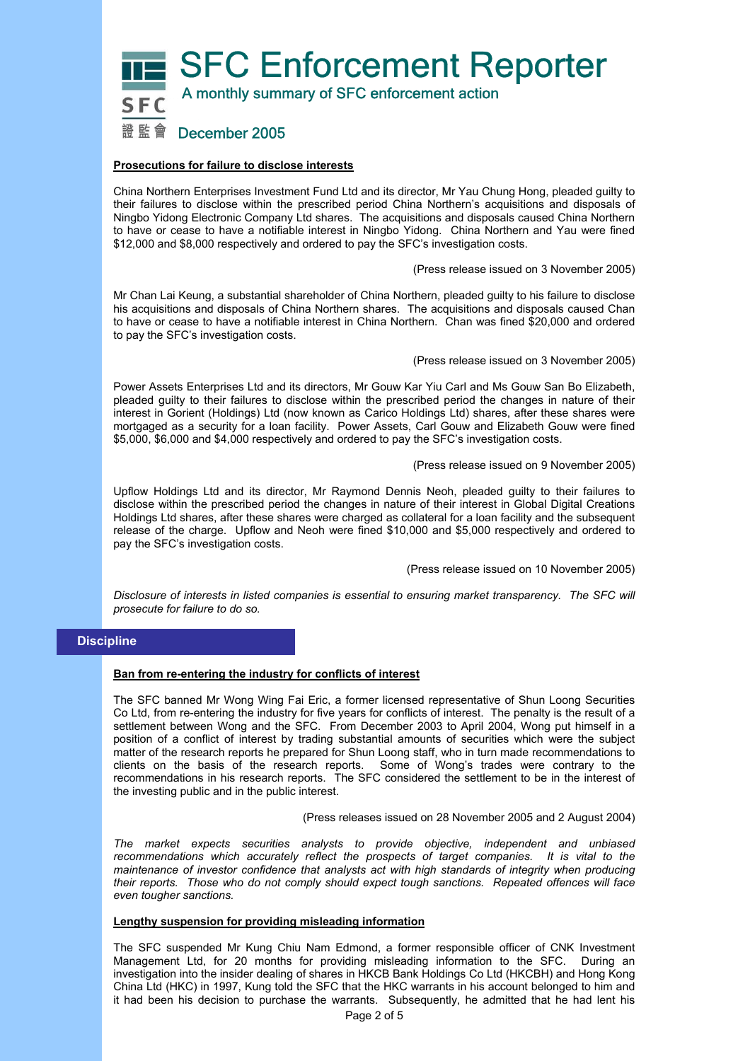# SFC Enforcement Reporter

A monthly summary of SFC enforcement action

December 2005

**Prosecutions for failure to disclose interests**

China Northern Enterprises Investment Fund Ltd and its director, Mr Yau Chung Hong, pleaded guilty to their failures to disclose within the prescribed period China Northern's acquisitions and disposals of Ningbo Yidong Electronic Company Ltd shares. The acquisitions and disposals caused China Northern to have or cease to have a notifiable interest in Ningbo Yidong. China Northern and Yau were fined $12,000 and $8,000 respectively and ordered to pay the SFC's investigation costs.

(Press release issued on 3 November 2005)

Mr Chan Lai Keung, a substantial shareholder of China Northern, pleaded guilty to his failure to disclose his acquisitions and disposals of China Northern shares. The acquisitions and disposals caused Chan to have or cease to have a notifiable interest in China Northern. Chan was fined $20,000 and ordered to pay the SFC's investigation costs.

(Press release issued on 3 November 2005)

Power Assets Enterprises Ltd and its directors, Mr Gouw Kar Yiu Carl and Ms Gouw San Bo Elizabeth, pleaded guilty to their failures to disclose within the prescribed period the changes in nature of their interest in Gorient (Holdings) Ltd (now known as Carico Holdings Ltd) shares, after these shares were mortgaged as a security for a loan facility. Power Assets, Carl Gouw and Elizabeth Gouw were fined $5,000, $6,000 and $4,000 respectively and ordered to pay the SFC's investigation costs.

(Press release issued on 9 November 2005)

Upflow Holdings Ltd and its director, Mr Raymond Dennis Neoh, pleaded guilty to their failures to disclose within the prescribed period the changes in nature of their interest in Global Digital Creations Holdings Ltd shares, after these shares were charged as collateral for a loan facility and the subsequent release of the charge. Upflow and Neoh were fined $10,000 and $5,000 respectively and ordered to pay the SFC's investigation costs.

(Press release issued on 10 November 2005)

*Disclosure of interests in listed companies is essential to ensuring market transparency. The SFC will prosecute for failure to do so.*

## Discipline

**Ban from re-entering the industry for conflicts of interest**

The SFC banned Mr Wong Wing Fai Eric, a former licensed representative of Shun Loong Securities Co Ltd, from re-entering the industry for five years for conflicts of interest. The penalty is the result of a settlement between Wong and the SFC. From December 2003 to April 2004, Wong put himself in a position of a conflict of interest by trading substantial amounts of securities which were the subject matter of the research reports he prepared for Shun Loong staff, who in turn made recommendations to clients on the basis of the research reports. Some of Wong's trades were contrary to the recommendations in his research reports. The SFC considered the settlement to be in the interest of the investing public and in the public interest.

(Press releases issued on 28 November 2005 and 2 August 2004)

*The market expects securities analysts to provide objective, independent and unbiased recommendations which accurately reflect the prospects of target companies. It is vital to the maintenance of investor confidence that analysts act with high standards of integrity when producing their reports. Those who do not comply should expect tough sanctions. Repeated offences will face even tougher sanctions.*

**Lengthy suspension for providing misleading information**

The SFC suspended Mr Kung Chiu Nam Edmond, a former responsible officer of CNK Investment Management Ltd, for 20 months for providing misleading information to the SFC. During an investigation into the insider dealing of shares in HKCB Bank Holdings Co Ltd (HKCBH) and Hong Kong China Ltd (HKC) in 1997, Kung told the SFC that the HKC warrants in his account belonged to him and it had been his decision to purchase the warrants. Subsequently, he admitted that he had lent his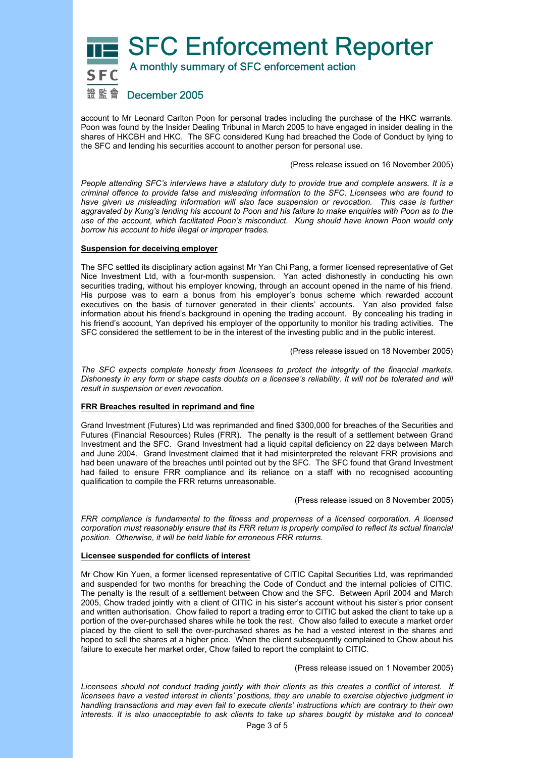account to Mr Leonard Carlton Poon for personal trades including the purchase of the HKC warrants. Poon was found by the Insider Dealing Tribunal in March 2005 to have engaged in insider dealing in the shares of HKCBH and HKC. The SFC considered Kung had breached the Code of Conduct by lying to the SFC and lending his securities account to another person for personal use.

(Press release issued on 16 November 2005)

*People attending SFC's interviews have a statutory duty to provide true and complete answers. It is a criminal offence to provide false and misleading information to the SFC. Licensees who are found to have given us misleading information will also face suspension or revocation. This case is further aggravated by Kung's lending his account to Poon and his failure to make enquiries with Poon as to the use of the account, which facilitated Poon's misconduct. Kung should have known Poon would only borrow his account to hide illegal or improper trades.*

**Suspension for deceiving employer**

The SFC settled its disciplinary action against Mr Yan Chi Pang, a former licensed representative of Get Nice Investment Ltd, with a four-month suspension. Yan acted dishonestly in conducting his own securities trading, without his employer knowing, through an account opened in the name of his friend. His purpose was to earn a bonus from his employer's bonus scheme which rewarded account executives on the basis of turnover generated in their clients' accounts. Yan also provided false information about his friend's background in opening the trading account. By concealing his trading in his friend's account, Yan deprived his employer of the opportunity to monitor his trading activities. The SFC considered the settlement to be in the interest of the investing public and in the public interest.

(Press release issued on 18 November 2005)

*The SFC expects complete honesty from licensees to protect the integrity of the financial markets. Dishonesty in any form or shape casts doubts on a licensee's reliability. It will not be tolerated and will result in suspension or even revocation.*

**FRR Breaches resulted in reprimand and fine**

Grand Investment (Futures) Ltd was reprimanded and fined $300,000 for breaches of the Securities and Futures (Financial Resources) Rules (FRR). The penalty is the result of a settlement between Grand Investment and the SFC. Grand Investment had a liquid capital deficiency on 22 days between March and June 2004. Grand Investment claimed that it had misinterpreted the relevant FRR provisions and had been unaware of the breaches until pointed out by the SFC. The SFC found that Grand Investment had failed to ensure FRR compliance and its reliance on a staff with no recognised accounting qualification to compile the FRR returns unreasonable.

(Press release issued on 8 November 2005)

*FRR compliance is fundamental to the fitness and properness of a licensed corporation. A licensed corporation must reasonably ensure that its FRR return is properly compiled to reflect its actual financial position. Otherwise, it will be held liable for erroneous FRR returns.*

**Licensee suspended for conflicts of interest**

Mr Chow Kin Yuen, a former licensed representative of CITIC Capital Securities Ltd, was reprimanded and suspended for two months for breaching the Code of Conduct and the internal policies of CITIC. The penalty is the result of a settlement between Chow and the SFC. Between April 2004 and March 2005, Chow traded jointly with a client of CITIC in his sister's account without his sister's prior consent and written authorisation. Chow failed to report a trading error to CITIC but asked the client to take up a portion of the over-purchased shares while he took the rest. Chow also failed to execute a market order placed by the client to sell the over-purchased shares as he had a vested interest in the shares and hoped to sell the shares at a higher price. When the client subsequently complained to Chow about his failure to execute her market order, Chow failed to report the complaint to CITIC.

(Press release issued on 1 November 2005)

*Licensees should not conduct trading jointly with their clients as this creates a conflict of interest. If licensees have a vested interest in clients' positions, they are unable to exercise objective judgment in handling transactions and may even fail to execute clients' instructions which are contrary to their own interests. It is also unacceptable to ask clients to take up shares bought by mistake and to conceal*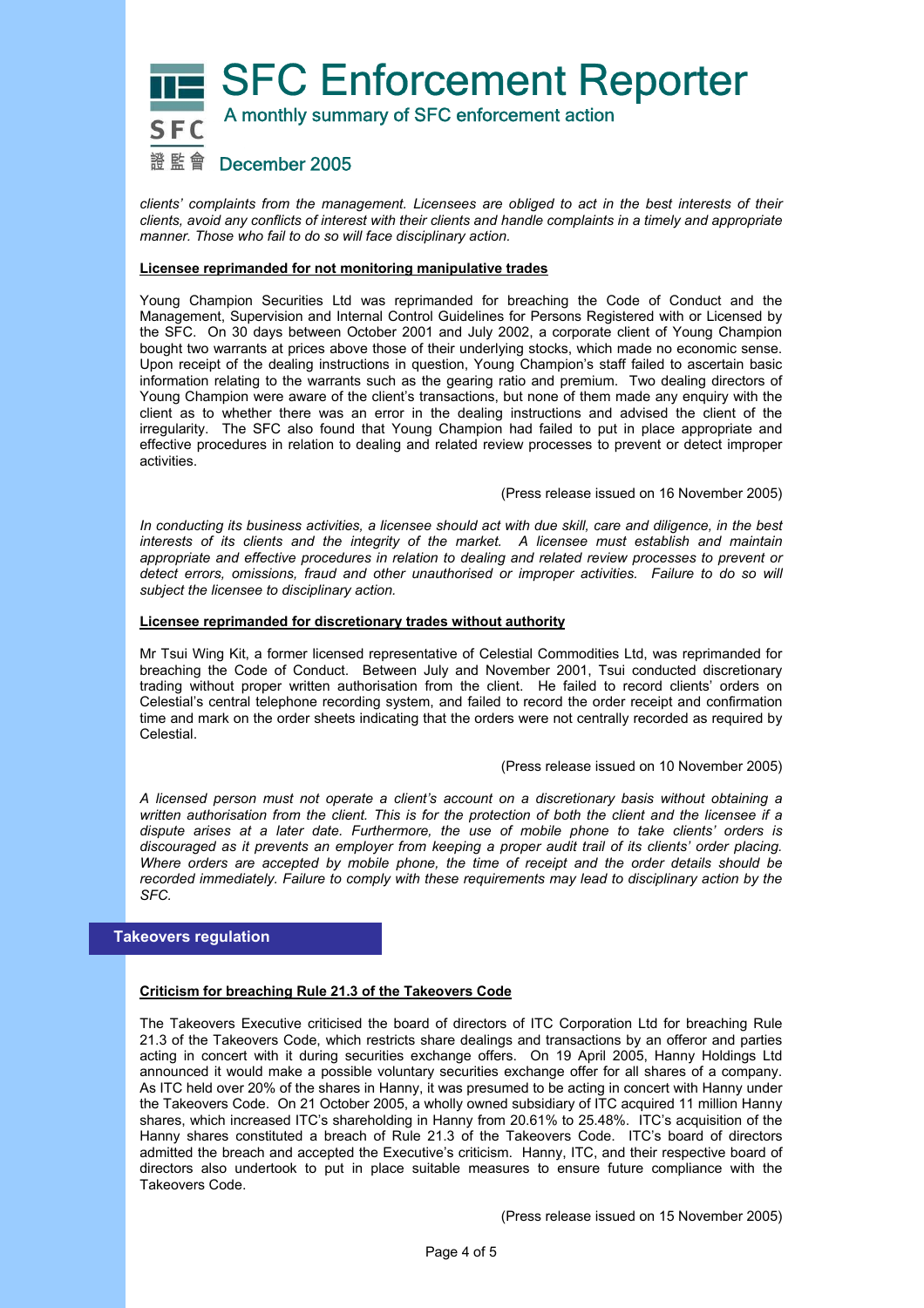*clients' complaints from the management. Licensees are obliged to act in the best interests of their clients, avoid any conflicts of interest with their clients and handle complaints in a timely and appropriate manner. Those who fail to do so will face disciplinary action.*

**Licensee reprimanded for not monitoring manipulative trades**

Young Champion Securities Ltd was reprimanded for breaching the Code of Conduct and the Management, Supervision and Internal Control Guidelines for Persons Registered with or Licensed by the SFC. On 30 days between October 2001 and July 2002, a corporate client of Young Champion bought two warrants at prices above those of their underlying stocks, which made no economic sense. Upon receipt of the dealing instructions in question, Young Champion's staff failed to ascertain basic information relating to the warrants such as the gearing ratio and premium. Two dealing directors of Young Champion were aware of the client's transactions, but none of them made any enquiry with the client as to whether there was an error in the dealing instructions and advised the client of the irregularity. The SFC also found that Young Champion had failed to put in place appropriate and effective procedures in relation to dealing and related review processes to prevent or detect improper activities.

(Press release issued on 16 November 2005)

*In conducting its business activities, a licensee should act with due skill, care and diligence, in the best interests of its clients and the integrity of the market. A licensee must establish and maintain appropriate and effective procedures in relation to dealing and related review processes to prevent or detect errors, omissions, fraud and other unauthorised or improper activities. Failure to do so will subject the licensee to disciplinary action.*

**Licensee reprimanded for discretionary trades without authority**

Mr Tsui Wing Kit, a former licensed representative of Celestial Commodities Ltd, was reprimanded for breaching the Code of Conduct. Between July and November 2001, Tsui conducted discretionary trading without proper written authorisation from the client. He failed to record clients' orders on Celestial's central telephone recording system, and failed to record the order receipt and confirmation time and mark on the order sheets indicating that the orders were not centrally recorded as required by Celestial.

(Press release issued on 10 November 2005)

*A licensed person must not operate a client's account on a discretionary basis without obtaining a written authorisation from the client. This is for the protection of both the client and the licensee if a dispute arises at a later date. Furthermore, the use of mobile phone to take clients' orders is discouraged as it prevents an employer from keeping a proper audit trail of its clients' order placing. Where orders are accepted by mobile phone, the time of receipt and the order details should be recorded immediately. Failure to comply with these requirements may lead to disciplinary action by the SFC.*

## Takeovers regulation

**Criticism for breaching Rule 21.3 of the Takeovers Code**

The Takeovers Executive criticised the board of directors of ITC Corporation Ltd for breaching Rule 21.3 of the Takeovers Code, which restricts share dealings and transactions by an offeror and parties acting in concert with it during securities exchange offers. On 19 April 2005, Hanny Holdings Ltd announced it would make a possible voluntary securities exchange offer for all shares of a company. As ITC held over 20% of the shares in Hanny, it was presumed to be acting in concert with Hanny under the Takeovers Code. On 21 October 2005, a wholly owned subsidiary of ITC acquired 11 million Hanny shares, which increased ITC's shareholding in Hanny from 20.61% to 25.48%. ITC's acquisition of the Hanny shares constituted a breach of Rule 21.3 of the Takeovers Code. ITC's board of directors admitted the breach and accepted the Executive's criticism. Hanny, ITC, and their respective board of directors also undertook to put in place suitable measures to ensure future compliance with the Takeovers Code.

(Press release issued on 15 November 2005)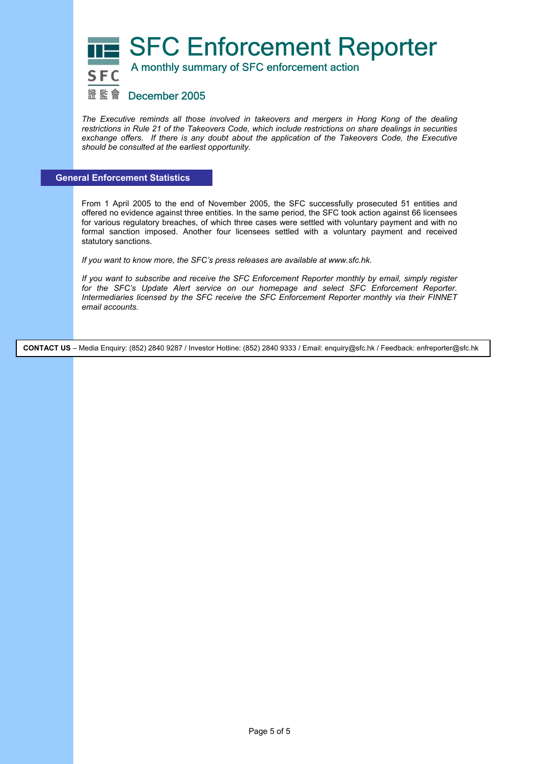# SFC Enforcement Reporter

A monthly summary of SFC enforcement action

SFC 證監會

December 2005

*The Executive reminds all those involved in takeovers and mergers in Hong Kong of the dealing restrictions in Rule 21 of the Takeovers Code, which include restrictions on share dealings in securities exchange offers. If there is any doubt about the application of the Takeovers Code, the Executive should be consulted at the earliest opportunity.*

## General Enforcement Statistics

From 1 April 2005 to the end of November 2005, the SFC successfully prosecuted 51 entities and offered no evidence against three entities. In the same period, the SFC took action against 66 licensees for various regulatory breaches, of which three cases were settled with voluntary payment and with no formal sanction imposed. Another four licensees settled with a voluntary payment and received statutory sanctions.

*If you want to know more, the SFC's press releases are available at www.sfc.hk.*

*If you want to subscribe and receive the SFC Enforcement Reporter monthly by email, simply register for the SFC's Update Alert service on our homepage and select SFC Enforcement Reporter. Intermediaries licensed by the SFC receive the SFC Enforcement Reporter monthly via their FINNET email accounts.*

**CONTACT US** – Media Enquiry: (852) 2840 9287 / Investor Hotline: (852) 2840 9333 / Email: enquiry@sfc.hk / Feedback: enfreporter@sfc.hk